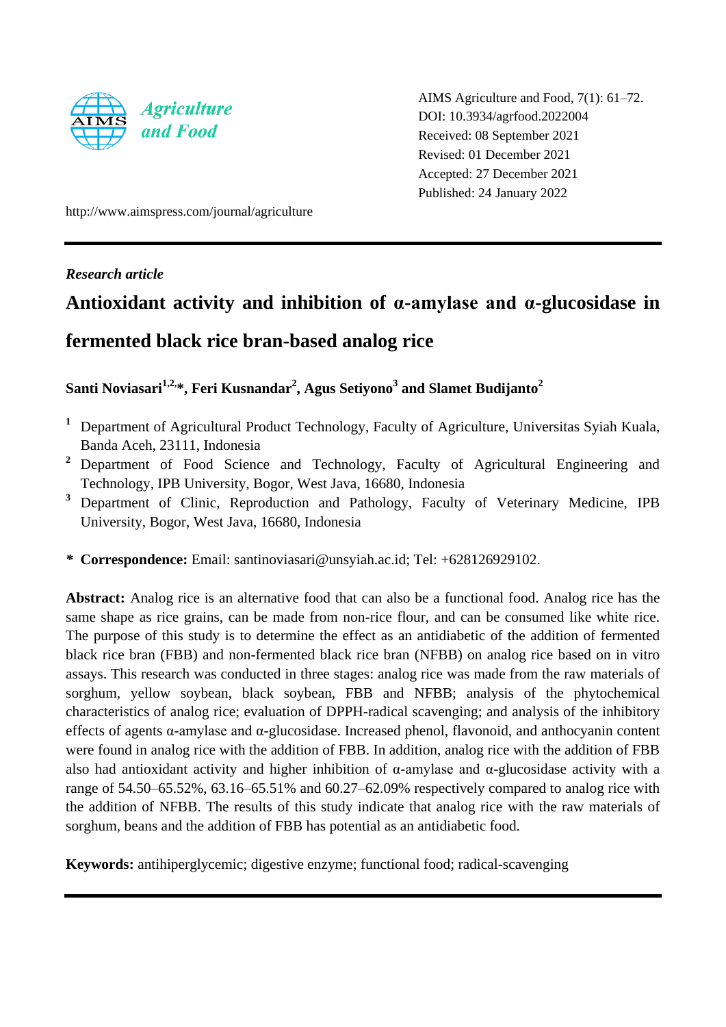AIMS Agriculture and Food, 7(1): 61–72.
DOI: 10.3934/agrfood.2022004
Received: 08 September 2021
Revised: 01 December 2021
Accepted: 27 December 2021
Published: 24 January 2022

http://www.aimspress.com/journal/agriculture

*Research article*

# Antioxidant activity and inhibition of α-amylase and α-glucosidase in fermented black rice bran-based analog rice

**Santi Noviasari[1,2,]*, Feri Kusnandar[2], Agus Setiyono[3] and Slamet Budijanto[2]**

[1] Department of Agricultural Product Technology, Faculty of Agriculture, Universitas Syiah Kuala, Banda Aceh, 23111, Indonesia

[2] Department of Food Science and Technology, Faculty of Agricultural Engineering and Technology, IPB University, Bogor, West Java, 16680, Indonesia

[3] Department of Clinic, Reproduction and Pathology, Faculty of Veterinary Medicine, IPB University, Bogor, West Java, 16680, Indonesia

* **Correspondence:** Email: santinoviasari@unsyiah.ac.id; Tel: +628126929102.

**Abstract:** Analog rice is an alternative food that can also be a functional food. Analog rice has the same shape as rice grains, can be made from non-rice flour, and can be consumed like white rice. The purpose of this study is to determine the effect as an antidiabetic of the addition of fermented black rice bran (FBB) and non-fermented black rice bran (NFBB) on analog rice based on in vitro assays. This research was conducted in three stages: analog rice was made from the raw materials of sorghum, yellow soybean, black soybean, FBB and NFBB; analysis of the phytochemical characteristics of analog rice; evaluation of DPPH-radical scavenging; and analysis of the inhibitory effects of agents α-amylase and α-glucosidase. Increased phenol, flavonoid, and anthocyanin content were found in analog rice with the addition of FBB. In addition, analog rice with the addition of FBB also had antioxidant activity and higher inhibition of α-amylase and α-glucosidase activity with a range of 54.50–65.52%, 63.16–65.51% and 60.27–62.09% respectively compared to analog rice with the addition of NFBB. The results of this study indicate that analog rice with the raw materials of sorghum, beans and the addition of FBB has potential as an antidiabetic food.

**Keywords:** antihiperglycemic; digestive enzyme; functional food; radical-scavenging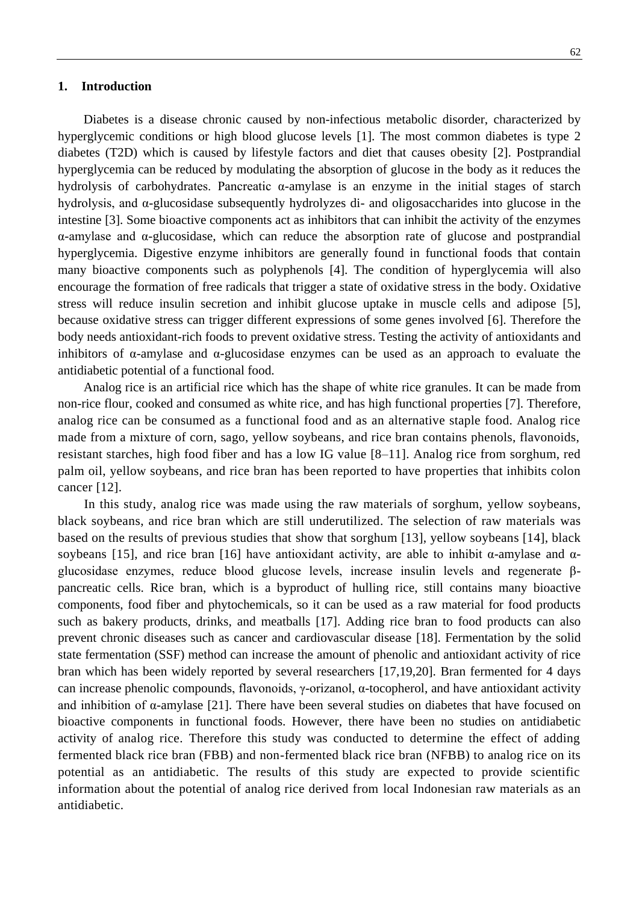## 1. Introduction

Diabetes is a disease chronic caused by non-infectious metabolic disorder, characterized by hyperglycemic conditions or high blood glucose levels [1]. The most common diabetes is type 2 diabetes (T2D) which is caused by lifestyle factors and diet that causes obesity [2]. Postprandial hyperglycemia can be reduced by modulating the absorption of glucose in the body as it reduces the hydrolysis of carbohydrates. Pancreatic α-amylase is an enzyme in the initial stages of starch hydrolysis, and α-glucosidase subsequently hydrolyzes di- and oligosaccharides into glucose in the intestine [3]. Some bioactive components act as inhibitors that can inhibit the activity of the enzymes α-amylase and α-glucosidase, which can reduce the absorption rate of glucose and postprandial hyperglycemia. Digestive enzyme inhibitors are generally found in functional foods that contain many bioactive components such as polyphenols [4]. The condition of hyperglycemia will also encourage the formation of free radicals that trigger a state of oxidative stress in the body. Oxidative stress will reduce insulin secretion and inhibit glucose uptake in muscle cells and adipose [5], because oxidative stress can trigger different expressions of some genes involved [6]. Therefore the body needs antioxidant-rich foods to prevent oxidative stress. Testing the activity of antioxidants and inhibitors of α-amylase and α-glucosidase enzymes can be used as an approach to evaluate the antidiabetic potential of a functional food.

Analog rice is an artificial rice which has the shape of white rice granules. It can be made from non-rice flour, cooked and consumed as white rice, and has high functional properties [7]. Therefore, analog rice can be consumed as a functional food and as an alternative staple food. Analog rice made from a mixture of corn, sago, yellow soybeans, and rice bran contains phenols, flavonoids, resistant starches, high food fiber and has a low IG value [8–11]. Analog rice from sorghum, red palm oil, yellow soybeans, and rice bran has been reported to have properties that inhibits colon cancer [12].

In this study, analog rice was made using the raw materials of sorghum, yellow soybeans, black soybeans, and rice bran which are still underutilized. The selection of raw materials was based on the results of previous studies that show that sorghum [13], yellow soybeans [14], black soybeans [15], and rice bran [16] have antioxidant activity, are able to inhibit α-amylase and α-glucosidase enzymes, reduce blood glucose levels, increase insulin levels and regenerate β-pancreatic cells. Rice bran, which is a byproduct of hulling rice, still contains many bioactive components, food fiber and phytochemicals, so it can be used as a raw material for food products such as bakery products, drinks, and meatballs [17]. Adding rice bran to food products can also prevent chronic diseases such as cancer and cardiovascular disease [18]. Fermentation by the solid state fermentation (SSF) method can increase the amount of phenolic and antioxidant activity of rice bran which has been widely reported by several researchers [17,19,20]. Bran fermented for 4 days can increase phenolic compounds, flavonoids, γ-orizanol, α-tocopherol, and have antioxidant activity and inhibition of α-amylase [21]. There have been several studies on diabetes that have focused on bioactive components in functional foods. However, there have been no studies on antidiabetic activity of analog rice. Therefore this study was conducted to determine the effect of adding fermented black rice bran (FBB) and non-fermented black rice bran (NFBB) to analog rice on its potential as an antidiabetic. The results of this study are expected to provide scientific information about the potential of analog rice derived from local Indonesian raw materials as an antidiabetic.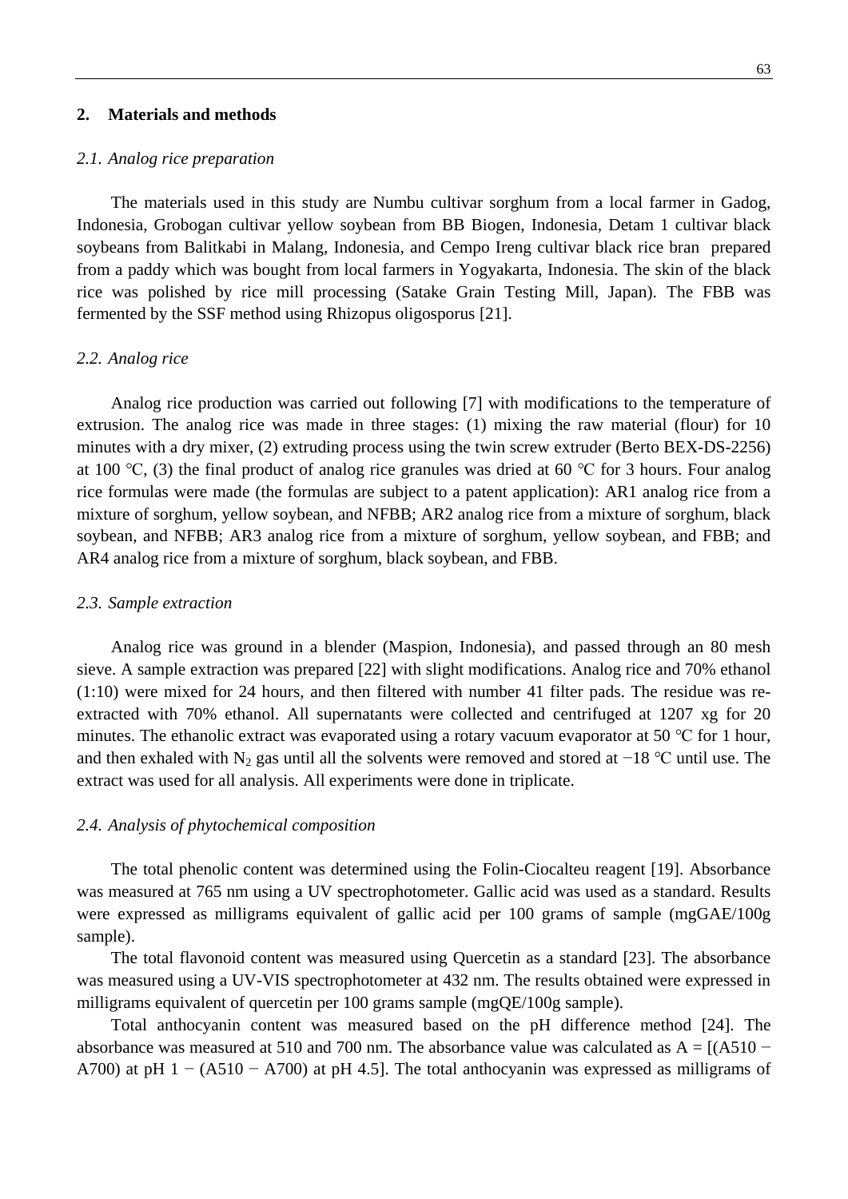## 2. Materials and methods

### *2.1. Analog rice preparation*

The materials used in this study are Numbu cultivar sorghum from a local farmer in Gadog, Indonesia, Grobogan cultivar yellow soybean from BB Biogen, Indonesia, Detam 1 cultivar black soybeans from Balitkabi in Malang, Indonesia, and Cempo Ireng cultivar black rice bran prepared from a paddy which was bought from local farmers in Yogyakarta, Indonesia. The skin of the black rice was polished by rice mill processing (Satake Grain Testing Mill, Japan). The FBB was fermented by the SSF method using Rhizopus oligosporus [21].

### *2.2. Analog rice*

Analog rice production was carried out following [7] with modifications to the temperature of extrusion. The analog rice was made in three stages: (1) mixing the raw material (flour) for 10 minutes with a dry mixer, (2) extruding process using the twin screw extruder (Berto BEX-DS-2256) at 100 ℃, (3) the final product of analog rice granules was dried at 60 ℃ for 3 hours. Four analog rice formulas were made (the formulas are subject to a patent application): AR1 analog rice from a mixture of sorghum, yellow soybean, and NFBB; AR2 analog rice from a mixture of sorghum, black soybean, and NFBB; AR3 analog rice from a mixture of sorghum, yellow soybean, and FBB; and AR4 analog rice from a mixture of sorghum, black soybean, and FBB.

### *2.3. Sample extraction*

Analog rice was ground in a blender (Maspion, Indonesia), and passed through an 80 mesh sieve. A sample extraction was prepared [22] with slight modifications. Analog rice and 70% ethanol (1:10) were mixed for 24 hours, and then filtered with number 41 filter pads. The residue was re-extracted with 70% ethanol. All supernatants were collected and centrifuged at 1207 xg for 20 minutes. The ethanolic extract was evaporated using a rotary vacuum evaporator at 50 ℃ for 1 hour, and then exhaled with $N_2$ gas until all the solvents were removed and stored at −18 ℃ until use. The extract was used for all analysis. All experiments were done in triplicate.

### *2.4. Analysis of phytochemical composition*

The total phenolic content was determined using the Folin-Ciocalteu reagent [19]. Absorbance was measured at 765 nm using a UV spectrophotometer. Gallic acid was used as a standard. Results were expressed as milligrams equivalent of gallic acid per 100 grams of sample (mgGAE/100g sample).

The total flavonoid content was measured using Quercetin as a standard [23]. The absorbance was measured using a UV-VIS spectrophotometer at 432 nm. The results obtained were expressed in milligrams equivalent of quercetin per 100 grams sample (mgQE/100g sample).

Total anthocyanin content was measured based on the pH difference method [24]. The absorbance was measured at 510 and 700 nm. The absorbance value was calculated as $A = [(A_{510} - A_{700})$ at pH $1 - (A_{510} - A_{700})$ at pH $4.5]$. The total anthocyanin was expressed as milligrams of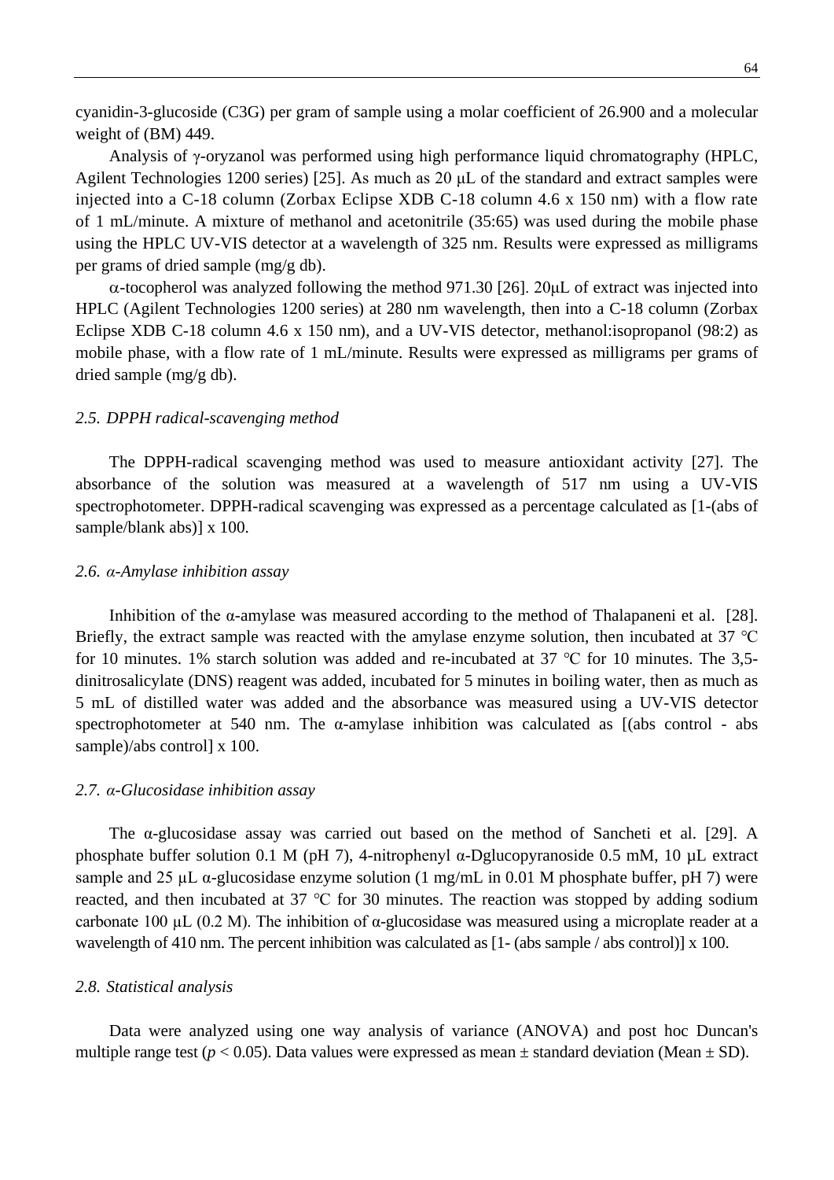cyanidin-3-glucoside (C3G) per gram of sample using a molar coefficient of 26.900 and a molecular weight of (BM) 449.

Analysis of γ-oryzanol was performed using high performance liquid chromatography (HPLC, Agilent Technologies 1200 series) [25]. As much as 20 μL of the standard and extract samples were injected into a C-18 column (Zorbax Eclipse XDB C-18 column 4.6 x 150 nm) with a flow rate of 1 mL/minute. A mixture of methanol and acetonitrile (35:65) was used during the mobile phase using the HPLC UV-VIS detector at a wavelength of 325 nm. Results were expressed as milligrams per grams of dried sample (mg/g db).

α-tocopherol was analyzed following the method 971.30 [26]. 20μL of extract was injected into HPLC (Agilent Technologies 1200 series) at 280 nm wavelength, then into a C-18 column (Zorbax Eclipse XDB C-18 column 4.6 x 150 nm), and a UV-VIS detector, methanol:isopropanol (98:2) as mobile phase, with a flow rate of 1 mL/minute. Results were expressed as milligrams per grams of dried sample (mg/g db).

### *2.5. DPPH radical-scavenging method*

The DPPH-radical scavenging method was used to measure antioxidant activity [27]. The absorbance of the solution was measured at a wavelength of 517 nm using a UV-VIS spectrophotometer. DPPH-radical scavenging was expressed as a percentage calculated as [1-(abs of sample/blank abs)] x 100.

### *2.6. α-Amylase inhibition assay*

Inhibition of the α-amylase was measured according to the method of Thalapaneni et al. [28]. Briefly, the extract sample was reacted with the amylase enzyme solution, then incubated at 37 °C for 10 minutes. 1% starch solution was added and re-incubated at 37 °C for 10 minutes. The 3,5-dinitrosalicylate (DNS) reagent was added, incubated for 5 minutes in boiling water, then as much as 5 mL of distilled water was added and the absorbance was measured using a UV-VIS detector spectrophotometer at 540 nm. The α-amylase inhibition was calculated as [(abs control - abs sample)/abs control] x 100.

### *2.7. α-Glucosidase inhibition assay*

The α-glucosidase assay was carried out based on the method of Sancheti et al. [29]. A phosphate buffer solution 0.1 M (pH 7), 4-nitrophenyl α-Dglucopyranoside 0.5 mM, 10 µL extract sample and 25 µL α-glucosidase enzyme solution (1 mg/mL in 0.01 M phosphate buffer, pH 7) were reacted, and then incubated at 37 °C for 30 minutes. The reaction was stopped by adding sodium carbonate 100 µL (0.2 M). The inhibition of α-glucosidase was measured using a microplate reader at a wavelength of 410 nm. The percent inhibition was calculated as [1- (abs sample / abs control)] x 100.

### *2.8. Statistical analysis*

Data were analyzed using one way analysis of variance (ANOVA) and post hoc Duncan's multiple range test ($p < 0.05$). Data values were expressed as mean ± standard deviation (Mean ± SD).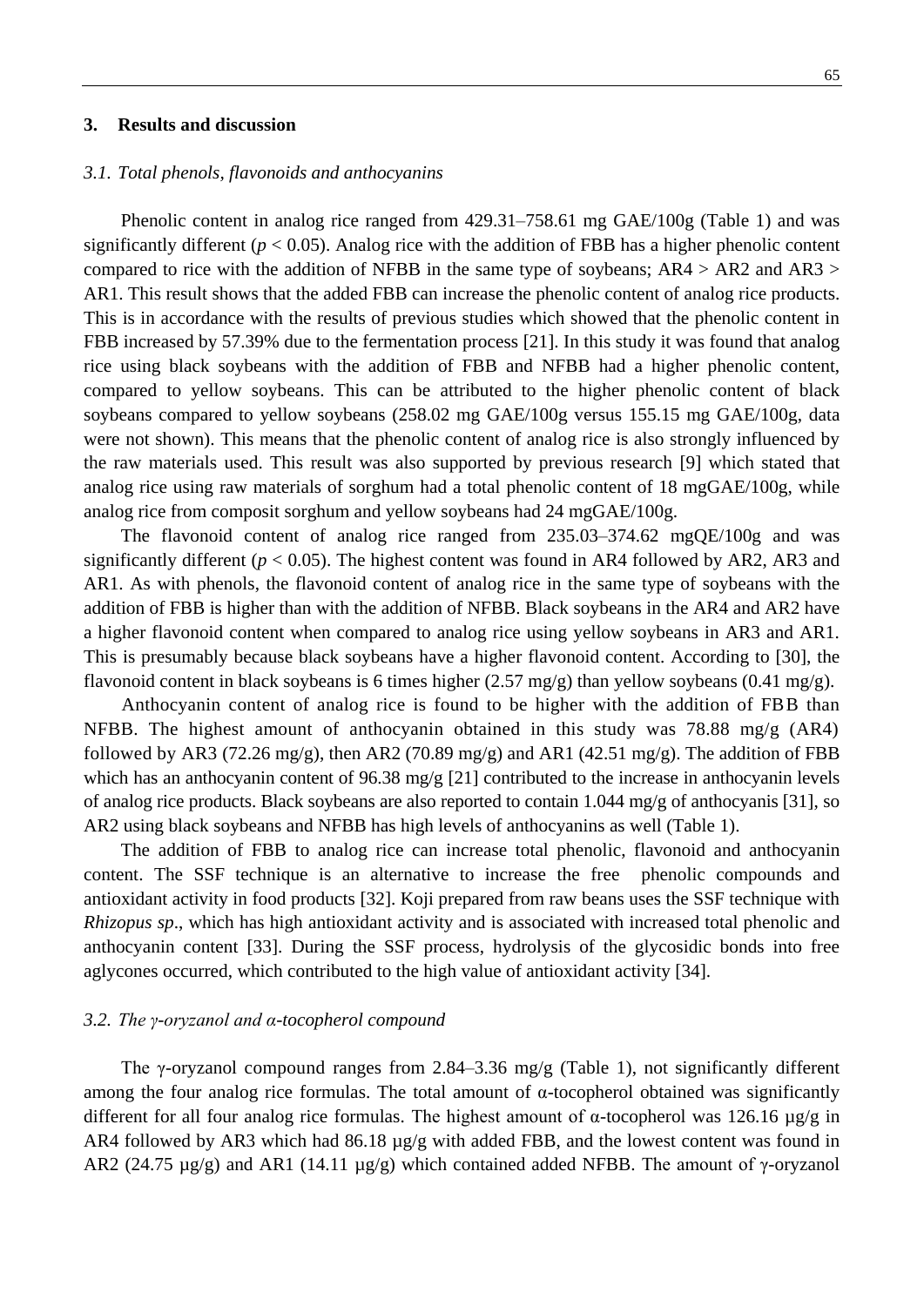## 3. Results and discussion

### *3.1. Total phenols, flavonoids and anthocyanins*

Phenolic content in analog rice ranged from 429.31–758.61 mg GAE/100g (Table 1) and was significantly different ($p < 0.05$). Analog rice with the addition of FBB has a higher phenolic content compared to rice with the addition of NFBB in the same type of soybeans; AR4 > AR2 and AR3 > AR1. This result shows that the added FBB can increase the phenolic content of analog rice products. This is in accordance with the results of previous studies which showed that the phenolic content in FBB increased by 57.39% due to the fermentation process [21]. In this study it was found that analog rice using black soybeans with the addition of FBB and NFBB had a higher phenolic content, compared to yellow soybeans. This can be attributed to the higher phenolic content of black soybeans compared to yellow soybeans (258.02 mg GAE/100g versus 155.15 mg GAE/100g, data were not shown). This means that the phenolic content of analog rice is also strongly influenced by the raw materials used. This result was also supported by previous research [9] which stated that analog rice using raw materials of sorghum had a total phenolic content of 18 mgGAE/100g, while analog rice from composit sorghum and yellow soybeans had 24 mgGAE/100g.

The flavonoid content of analog rice ranged from 235.03–374.62 mgQE/100g and was significantly different ($p < 0.05$). The highest content was found in AR4 followed by AR2, AR3 and AR1. As with phenols, the flavonoid content of analog rice in the same type of soybeans with the addition of FBB is higher than with the addition of NFBB. Black soybeans in the AR4 and AR2 have a higher flavonoid content when compared to analog rice using yellow soybeans in AR3 and AR1. This is presumably because black soybeans have a higher flavonoid content. According to [30], the flavonoid content in black soybeans is 6 times higher (2.57 mg/g) than yellow soybeans (0.41 mg/g).

Anthocyanin content of analog rice is found to be higher with the addition of FBB than NFBB. The highest amount of anthocyanin obtained in this study was 78.88 mg/g (AR4) followed by AR3 (72.26 mg/g), then AR2 (70.89 mg/g) and AR1 (42.51 mg/g). The addition of FBB which has an anthocyanin content of 96.38 mg/g [21] contributed to the increase in anthocyanin levels of analog rice products. Black soybeans are also reported to contain 1.044 mg/g of anthocyanis [31], so AR2 using black soybeans and NFBB has high levels of anthocyanins as well (Table 1).

The addition of FBB to analog rice can increase total phenolic, flavonoid and anthocyanin content. The SSF technique is an alternative to increase the free phenolic compounds and antioxidant activity in food products [32]. Koji prepared from raw beans uses the SSF technique with *Rhizopus sp*., which has high antioxidant activity and is associated with increased total phenolic and anthocyanin content [33]. During the SSF process, hydrolysis of the glycosidic bonds into free aglycones occurred, which contributed to the high value of antioxidant activity [34].

### *3.2. The γ-oryzanol and α-tocopherol compound*

The γ-oryzanol compound ranges from 2.84–3.36 mg/g (Table 1), not significantly different among the four analog rice formulas. The total amount of α-tocopherol obtained was significantly different for all four analog rice formulas. The highest amount of α-tocopherol was 126.16 µg/g in AR4 followed by AR3 which had 86.18 µg/g with added FBB, and the lowest content was found in AR2 (24.75 µg/g) and AR1 (14.11 µg/g) which contained added NFBB. The amount of γ-oryzanol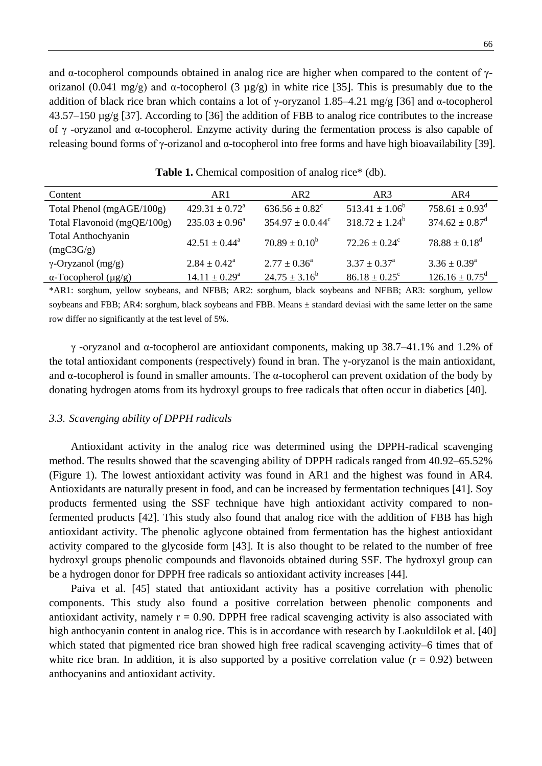and α-tocopherol compounds obtained in analog rice are higher when compared to the content of γ-orizanol (0.041 mg/g) and α-tocopherol (3 µg/g) in white rice [35]. This is presumably due to the addition of black rice bran which contains a lot of γ-oryzanol 1.85–4.21 mg/g [36] and α-tocopherol 43.57–150 µg/g [37]. According to [36] the addition of FBB to analog rice contributes to the increase of γ -oryzanol and α-tocopherol. Enzyme activity during the fermentation process is also capable of releasing bound forms of γ-orizanol and α-tocopherol into free forms and have high bioavailability [39].

**Table 1.** Chemical composition of analog rice* (db).

| Content | AR1 | AR2 | AR3 | AR4 |
|---|---|---|---|---|
| Total Phenol (mgAGE/100g) | $429.31 \pm 0.72^a$ | $636.56 \pm 0.82^c$ | $513.41 \pm 1.06^b$ | $758.61 \pm 0.93^d$ |
| Total Flavonoid (mgQE/100g) | $235.03 \pm 0.96^a$ | $354.97 \pm 0.0.44^c$ | $318.72 \pm 1.24^b$ | $374.62 \pm 0.87^d$ |
| Total Anthochyanin (mgC3G/g) | $42.51 \pm 0.44^a$ | $70.89 \pm 0.10^b$ | $72.26 \pm 0.24^c$ | $78.88 \pm 0.18^d$ |
| γ-Oryzanol (mg/g) | $2.84 \pm 0.42^a$ | $2.77 \pm 0.36^a$ | $3.37 \pm 0.37^a$ | $3.36 \pm 0.39^a$ |
| α-Tocopherol (µg/g) | $14.11 \pm 0.29^a$ | $24.75 \pm 3.16^b$ | $86.18 \pm 0.25^c$ | $126.16 \pm 0.75^d$ |

*AR1: sorghum, yellow soybeans, and NFBB; AR2: sorghum, black soybeans and NFBB; AR3: sorghum, yellow soybeans and FBB; AR4: sorghum, black soybeans and FBB. Means ± standard deviasi with the same letter on the same row differ no significantly at the test level of 5%.

γ -oryzanol and α-tocopherol are antioxidant components, making up 38.7–41.1% and 1.2% of the total antioxidant components (respectively) found in bran. The γ-oryzanol is the main antioxidant, and α-tocopherol is found in smaller amounts. The α-tocopherol can prevent oxidation of the body by donating hydrogen atoms from its hydroxyl groups to free radicals that often occur in diabetics [40].

### *3.3. Scavenging ability of DPPH radicals*

Antioxidant activity in the analog rice was determined using the DPPH-radical scavenging method. The results showed that the scavenging ability of DPPH radicals ranged from 40.92–65.52% (Figure 1). The lowest antioxidant activity was found in AR1 and the highest was found in AR4. Antioxidants are naturally present in food, and can be increased by fermentation techniques [41]. Soy products fermented using the SSF technique have high antioxidant activity compared to non-fermented products [42]. This study also found that analog rice with the addition of FBB has high antioxidant activity. The phenolic aglycone obtained from fermentation has the highest antioxidant activity compared to the glycoside form [43]. It is also thought to be related to the number of free hydroxyl groups phenolic compounds and flavonoids obtained during SSF. The hydroxyl group can be a hydrogen donor for DPPH free radicals so antioxidant activity increases [44].

Paiva et al. [45] stated that antioxidant activity has a positive correlation with phenolic components. This study also found a positive correlation between phenolic components and antioxidant activity, namely $r = 0.90$. DPPH free radical scavenging activity is also associated with high anthocyanin content in analog rice. This is in accordance with research by Laokuldilok et al. [40] which stated that pigmented rice bran showed high free radical scavenging activity–6 times that of white rice bran. In addition, it is also supported by a positive correlation value ($r = 0.92$) between anthocyanins and antioxidant activity.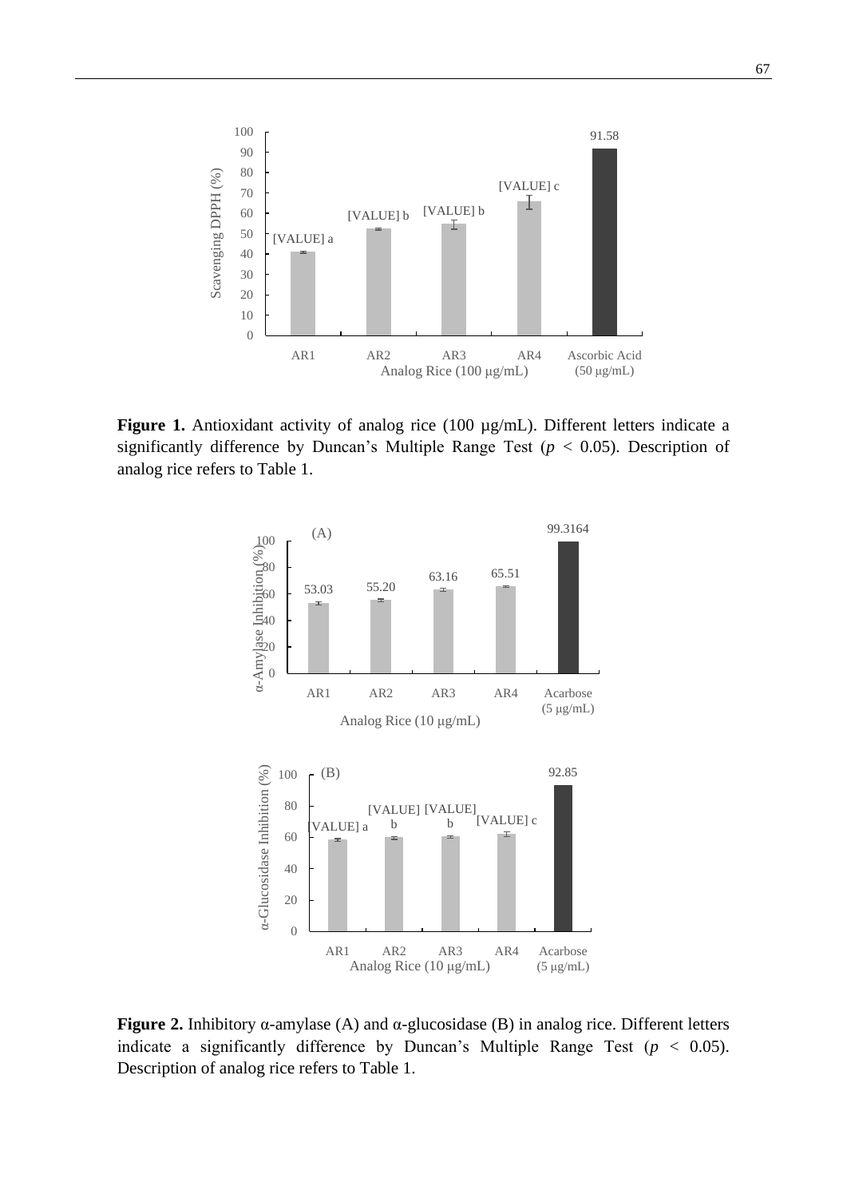**Figure 1.** Antioxidant activity of analog rice (100 µg/mL). Different letters indicate a significantly difference by Duncan's Multiple Range Test ($p < 0.05$). Description of analog rice refers to Table 1.

**Figure 2.** Inhibitory α-amylase (A) and α-glucosidase (B) in analog rice. Different letters indicate a significantly difference by Duncan's Multiple Range Test ($p < 0.05$). Description of analog rice refers to Table 1.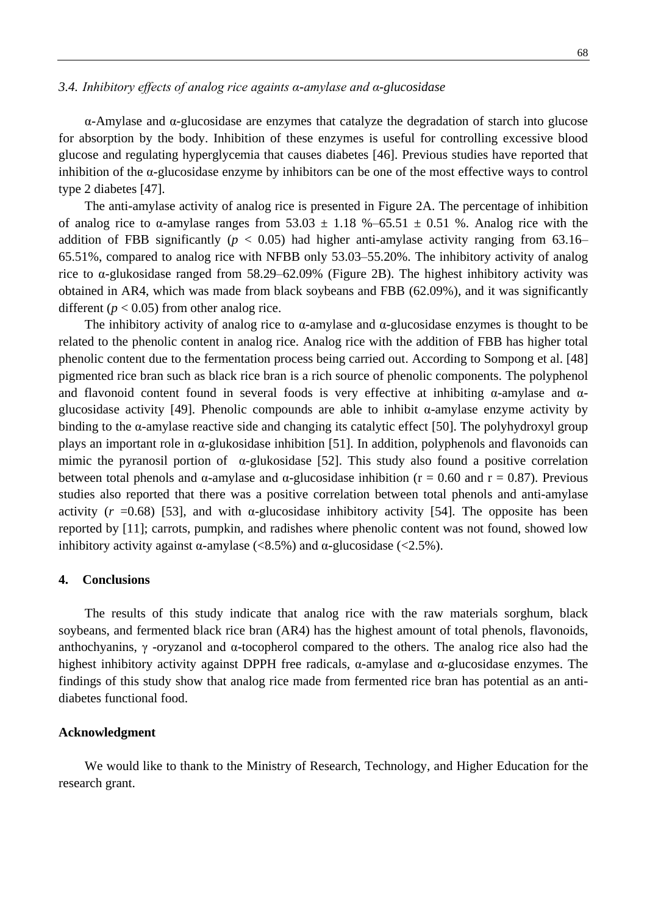### *3.4. Inhibitory effects of analog rice againts α-amylase and α-glucosidase*

α-Amylase and α-glucosidase are enzymes that catalyze the degradation of starch into glucose for absorption by the body. Inhibition of these enzymes is useful for controlling excessive blood glucose and regulating hyperglycemia that causes diabetes [46]. Previous studies have reported that inhibition of the α-glucosidase enzyme by inhibitors can be one of the most effective ways to control type 2 diabetes [47].

The anti-amylase activity of analog rice is presented in Figure 2A. The percentage of inhibition of analog rice to α-amylase ranges from 53.03 ± 1.18 %–65.51 ± 0.51 %. Analog rice with the addition of FBB significantly ($p < 0.05$) had higher anti-amylase activity ranging from 63.16–65.51%, compared to analog rice with NFBB only 53.03–55.20%. The inhibitory activity of analog rice to α-glukosidase ranged from 58.29–62.09% (Figure 2B). The highest inhibitory activity was obtained in AR4, which was made from black soybeans and FBB (62.09%), and it was significantly different ($p < 0.05$) from other analog rice.

The inhibitory activity of analog rice to α-amylase and α-glucosidase enzymes is thought to be related to the phenolic content in analog rice. Analog rice with the addition of FBB has higher total phenolic content due to the fermentation process being carried out. According to Sompong et al. [48] pigmented rice bran such as black rice bran is a rich source of phenolic components. The polyphenol and flavonoid content found in several foods is very effective at inhibiting α-amylase and α-glucosidase activity [49]. Phenolic compounds are able to inhibit α-amylase enzyme activity by binding to the α-amylase reactive side and changing its catalytic effect [50]. The polyhydroxyl group plays an important role in α-glukosidase inhibition [51]. In addition, polyphenols and flavonoids can mimic the pyranosil portion of α-glukosidase [52]. This study also found a positive correlation between total phenols and α-amylase and α-glucosidase inhibition (r = 0.60 and r = 0.87). Previous studies also reported that there was a positive correlation between total phenols and anti-amylase activity ($r$ =0.68) [53], and with α-glucosidase inhibitory activity [54]. The opposite has been reported by [11]; carrots, pumpkin, and radishes where phenolic content was not found, showed low inhibitory activity against α-amylase (<8.5%) and α-glucosidase (<2.5%).

## 4. Conclusions

The results of this study indicate that analog rice with the raw materials sorghum, black soybeans, and fermented black rice bran (AR4) has the highest amount of total phenols, flavonoids, anthochyanins, γ -oryzanol and α-tocopherol compared to the others. The analog rice also had the highest inhibitory activity against DPPH free radicals, α-amylase and α-glucosidase enzymes. The findings of this study show that analog rice made from fermented rice bran has potential as an anti-diabetes functional food.

## Acknowledgment

We would like to thank to the Ministry of Research, Technology, and Higher Education for the research grant.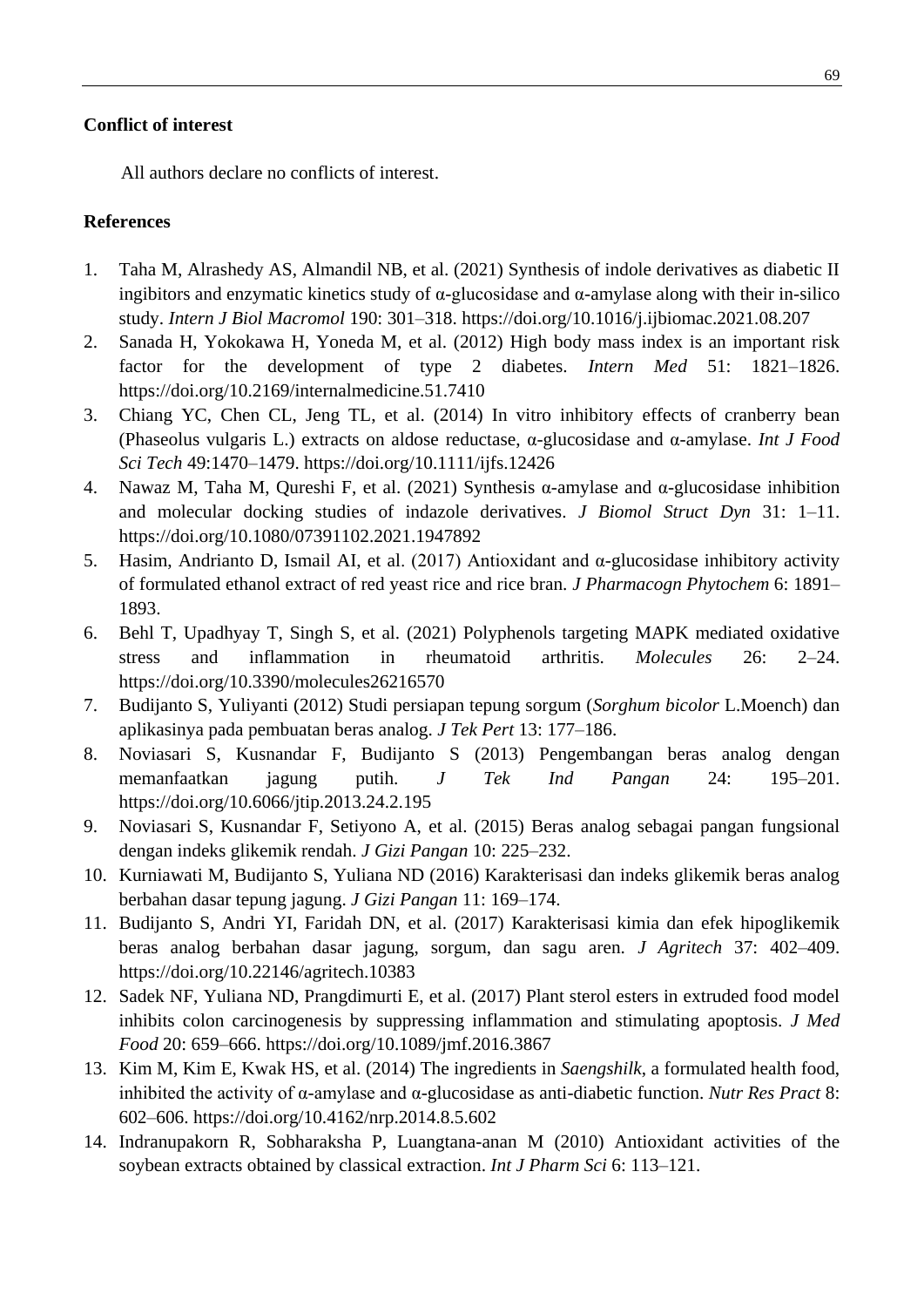## Conflict of interest

All authors declare no conflicts of interest.

## References

1. Taha M, Alrashedy AS, Almandil NB, et al. (2021) Synthesis of indole derivatives as diabetic II ingibitors and enzymatic kinetics study of α-glucosidase and α-amylase along with their in-silico study. *Intern J Biol Macromol* 190: 301–318. https://doi.org/10.1016/j.ijbiomac.2021.08.207
2. Sanada H, Yokokawa H, Yoneda M, et al. (2012) High body mass index is an important risk factor for the development of type 2 diabetes. *Intern Med* 51: 1821–1826. https://doi.org/10.2169/internalmedicine.51.7410
3. Chiang YC, Chen CL, Jeng TL, et al. (2014) In vitro inhibitory effects of cranberry bean (Phaseolus vulgaris L.) extracts on aldose reductase, α-glucosidase and α-amylase. *Int J Food Sci Tech* 49:1470–1479. https://doi.org/10.1111/ijfs.12426
4. Nawaz M, Taha M, Qureshi F, et al. (2021) Synthesis α-amylase and α-glucosidase inhibition and molecular docking studies of indazole derivatives. *J Biomol Struct Dyn* 31: 1–11. https://doi.org/10.1080/07391102.2021.1947892
5. Hasim, Andrianto D, Ismail AI, et al. (2017) Antioxidant and α-glucosidase inhibitory activity of formulated ethanol extract of red yeast rice and rice bran. *J Pharmacogn Phytochem* 6: 1891–1893.
6. Behl T, Upadhyay T, Singh S, et al. (2021) Polyphenols targeting MAPK mediated oxidative stress and inflammation in rheumatoid arthritis. *Molecules* 26: 2–24. https://doi.org/10.3390/molecules26216570
7. Budijanto S, Yuliyanti (2012) Studi persiapan tepung sorgum (*Sorghum bicolor* L.Moench) dan aplikasinya pada pembuatan beras analog. *J Tek Pert* 13: 177–186.
8. Noviasari S, Kusnandar F, Budijanto S (2013) Pengembangan beras analog dengan memanfaatkan jagung putih. *J Tek Ind Pangan* 24: 195–201. https://doi.org/10.6066/jtip.2013.24.2.195
9. Noviasari S, Kusnandar F, Setiyono A, et al. (2015) Beras analog sebagai pangan fungsional dengan indeks glikemik rendah. *J Gizi Pangan* 10: 225–232.
10. Kurniawati M, Budijanto S, Yuliana ND (2016) Karakterisasi dan indeks glikemik beras analog berbahan dasar tepung jagung. *J Gizi Pangan* 11: 169–174.
11. Budijanto S, Andri YI, Faridah DN, et al. (2017) Karakterisasi kimia dan efek hipoglikemik beras analog berbahan dasar jagung, sorgum, dan sagu aren. *J Agritech* 37: 402–409. https://doi.org/10.22146/agritech.10383
12. Sadek NF, Yuliana ND, Prangdimurti E, et al. (2017) Plant sterol esters in extruded food model inhibits colon carcinogenesis by suppressing inflammation and stimulating apoptosis. *J Med Food* 20: 659–666. https://doi.org/10.1089/jmf.2016.3867
13. Kim M, Kim E, Kwak HS, et al. (2014) The ingredients in *Saengshilk*, a formulated health food, inhibited the activity of α-amylase and α-glucosidase as anti-diabetic function. *Nutr Res Pract* 8: 602–606. https://doi.org/10.4162/nrp.2014.8.5.602
14. Indranupakorn R, Sobharaksha P, Luangtana-anan M (2010) Antioxidant activities of the soybean extracts obtained by classical extraction. *Int J Pharm Sci* 6: 113–121.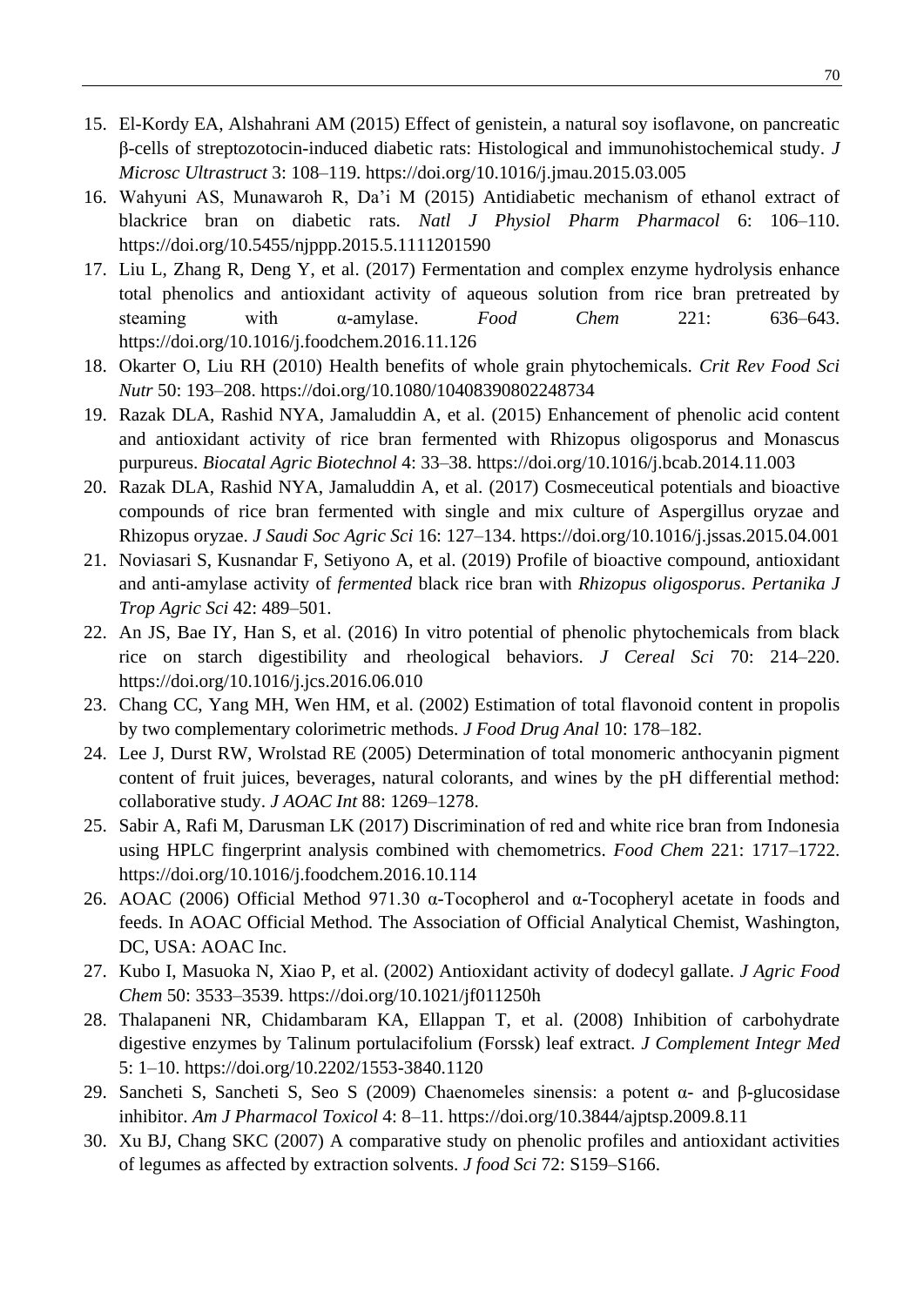15. El-Kordy EA, Alshahrani AM (2015) Effect of genistein, a natural soy isoflavone, on pancreatic β-cells of streptozotocin-induced diabetic rats: Histological and immunohistochemical study. *J Microsc Ultrastruct* 3: 108–119. https://doi.org/10.1016/j.jmau.2015.03.005
16. Wahyuni AS, Munawaroh R, Da'i M (2015) Antidiabetic mechanism of ethanol extract of blackrice bran on diabetic rats. *Natl J Physiol Pharm Pharmacol* 6: 106–110. https://doi.org/10.5455/njppp.2015.5.1111201590
17. Liu L, Zhang R, Deng Y, et al. (2017) Fermentation and complex enzyme hydrolysis enhance total phenolics and antioxidant activity of aqueous solution from rice bran pretreated by steaming with α-amylase. *Food Chem* 221: 636–643. https://doi.org/10.1016/j.foodchem.2016.11.126
18. Okarter O, Liu RH (2010) Health benefits of whole grain phytochemicals. *Crit Rev Food Sci Nutr* 50: 193–208. https://doi.org/10.1080/10408390802248734
19. Razak DLA, Rashid NYA, Jamaluddin A, et al. (2015) Enhancement of phenolic acid content and antioxidant activity of rice bran fermented with Rhizopus oligosporus and Monascus purpureus. *Biocatal Agric Biotechnol* 4: 33–38. https://doi.org/10.1016/j.bcab.2014.11.003
20. Razak DLA, Rashid NYA, Jamaluddin A, et al. (2017) Cosmeceutical potentials and bioactive compounds of rice bran fermented with single and mix culture of Aspergillus oryzae and Rhizopus oryzae. *J Saudi Soc Agric Sci* 16: 127–134. https://doi.org/10.1016/j.jssas.2015.04.001
21. Noviasari S, Kusnandar F, Setiyono A, et al. (2019) Profile of bioactive compound, antioxidant and anti-amylase activity of *fermented* black rice bran with *Rhizopus oligosporus*. *Pertanika J Trop Agric Sci* 42: 489–501.
22. An JS, Bae IY, Han S, et al. (2016) In vitro potential of phenolic phytochemicals from black rice on starch digestibility and rheological behaviors. *J Cereal Sci* 70: 214–220. https://doi.org/10.1016/j.jcs.2016.06.010
23. Chang CC, Yang MH, Wen HM, et al. (2002) Estimation of total flavonoid content in propolis by two complementary colorimetric methods. *J Food Drug Anal* 10: 178–182.
24. Lee J, Durst RW, Wrolstad RE (2005) Determination of total monomeric anthocyanin pigment content of fruit juices, beverages, natural colorants, and wines by the pH differential method: collaborative study. *J AOAC Int* 88: 1269–1278.
25. Sabir A, Rafi M, Darusman LK (2017) Discrimination of red and white rice bran from Indonesia using HPLC fingerprint analysis combined with chemometrics. *Food Chem* 221: 1717–1722. https://doi.org/10.1016/j.foodchem.2016.10.114
26. AOAC (2006) Official Method 971.30 α-Tocopherol and α-Tocopheryl acetate in foods and feeds. In AOAC Official Method. The Association of Official Analytical Chemist, Washington, DC, USA: AOAC Inc.
27. Kubo I, Masuoka N, Xiao P, et al. (2002) Antioxidant activity of dodecyl gallate. *J Agric Food Chem* 50: 3533–3539. https://doi.org/10.1021/jf011250h
28. Thalapaneni NR, Chidambaram KA, Ellappan T, et al. (2008) Inhibition of carbohydrate digestive enzymes by Talinum portulacifolium (Forssk) leaf extract. *J Complement Integr Med* 5: 1–10. https://doi.org/10.2202/1553-3840.1120
29. Sancheti S, Sancheti S, Seo S (2009) Chaenomeles sinensis: a potent α- and β-glucosidase inhibitor. *Am J Pharmacol Toxicol* 4: 8–11. https://doi.org/10.3844/ajptsp.2009.8.11
30. Xu BJ, Chang SKC (2007) A comparative study on phenolic profiles and antioxidant activities of legumes as affected by extraction solvents. *J food Sci* 72: S159–S166.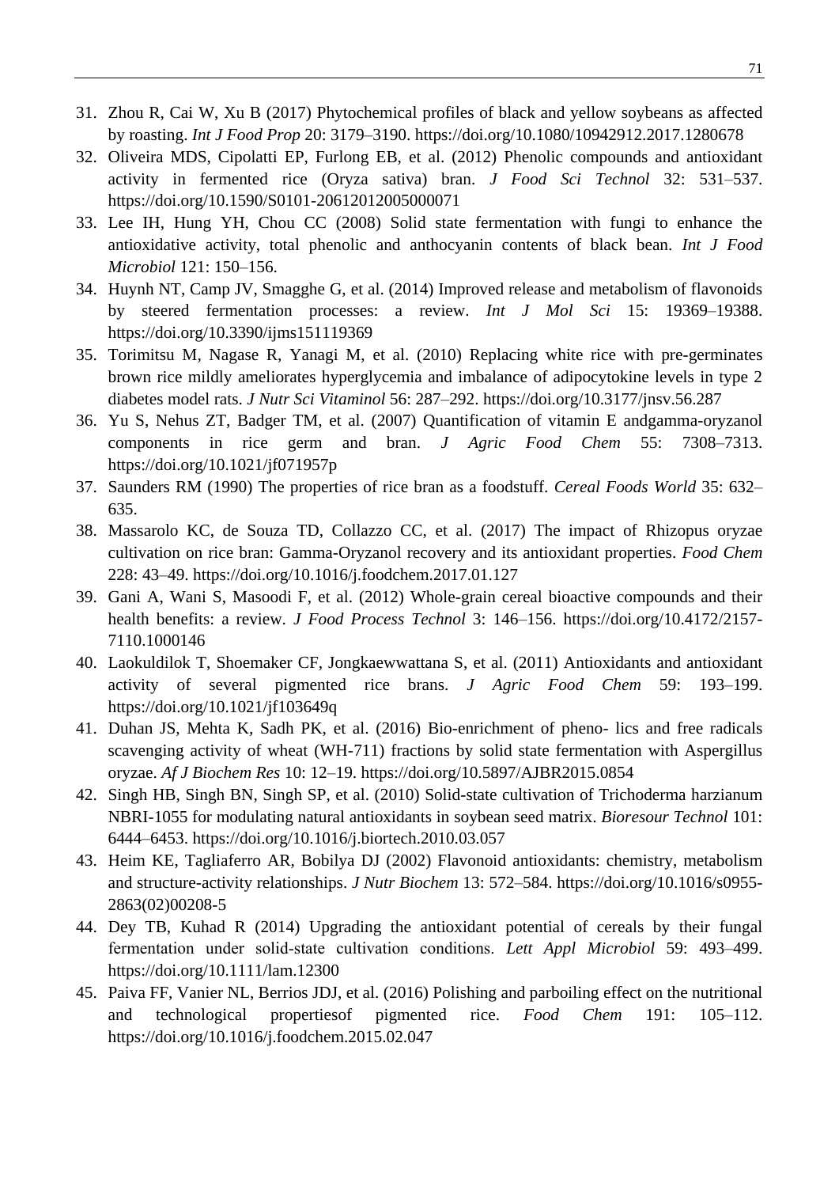31. Zhou R, Cai W, Xu B (2017) Phytochemical profiles of black and yellow soybeans as affected by roasting. *Int J Food Prop* 20: 3179–3190. https://doi.org/10.1080/10942912.2017.1280678
32. Oliveira MDS, Cipolatti EP, Furlong EB, et al. (2012) Phenolic compounds and antioxidant activity in fermented rice (Oryza sativa) bran. *J Food Sci Technol* 32: 531–537. https://doi.org/10.1590/S0101-20612012005000071
33. Lee IH, Hung YH, Chou CC (2008) Solid state fermentation with fungi to enhance the antioxidative activity, total phenolic and anthocyanin contents of black bean. *Int J Food Microbiol* 121: 150–156.
34. Huynh NT, Camp JV, Smagghe G, et al. (2014) Improved release and metabolism of flavonoids by steered fermentation processes: a review. *Int J Mol Sci* 15: 19369–19388. https://doi.org/10.3390/ijms151119369
35. Torimitsu M, Nagase R, Yanagi M, et al. (2010) Replacing white rice with pre-germinates brown rice mildly ameliorates hyperglycemia and imbalance of adipocytokine levels in type 2 diabetes model rats. *J Nutr Sci Vitaminol* 56: 287–292. https://doi.org/10.3177/jnsv.56.287
36. Yu S, Nehus ZT, Badger TM, et al. (2007) Quantification of vitamin E andgamma-oryzanol components in rice germ and bran. *J Agric Food Chem* 55: 7308–7313. https://doi.org/10.1021/jf071957p
37. Saunders RM (1990) The properties of rice bran as a foodstuff. *Cereal Foods World* 35: 632–635.
38. Massarolo KC, de Souza TD, Collazzo CC, et al. (2017) The impact of Rhizopus oryzae cultivation on rice bran: Gamma-Oryzanol recovery and its antioxidant properties. *Food Chem* 228: 43–49. https://doi.org/10.1016/j.foodchem.2017.01.127
39. Gani A, Wani S, Masoodi F, et al. (2012) Whole-grain cereal bioactive compounds and their health benefits: a review. *J Food Process Technol* 3: 146–156. https://doi.org/10.4172/2157-7110.1000146
40. Laokuldilok T, Shoemaker CF, Jongkaewwattana S, et al. (2011) Antioxidants and antioxidant activity of several pigmented rice brans. *J Agric Food Chem* 59: 193–199. https://doi.org/10.1021/jf103649q
41. Duhan JS, Mehta K, Sadh PK, et al. (2016) Bio-enrichment of pheno- lics and free radicals scavenging activity of wheat (WH-711) fractions by solid state fermentation with Aspergillus oryzae. *Af J Biochem Res* 10: 12–19. https://doi.org/10.5897/AJBR2015.0854
42. Singh HB, Singh BN, Singh SP, et al. (2010) Solid-state cultivation of Trichoderma harzianum NBRI-1055 for modulating natural antioxidants in soybean seed matrix. *Bioresour Technol* 101: 6444–6453. https://doi.org/10.1016/j.biortech.2010.03.057
43. Heim KE, Tagliaferro AR, Bobilya DJ (2002) Flavonoid antioxidants: chemistry, metabolism and structure-activity relationships. *J Nutr Biochem* 13: 572–584. https://doi.org/10.1016/s0955-2863(02)00208-5
44. Dey TB, Kuhad R (2014) Upgrading the antioxidant potential of cereals by their fungal fermentation under solid-state cultivation conditions. *Lett Appl Microbiol* 59: 493–499. https://doi.org/10.1111/lam.12300
45. Paiva FF, Vanier NL, Berrios JDJ, et al. (2016) Polishing and parboiling effect on the nutritional and technological propertiesof pigmented rice. *Food Chem* 191: 105–112. https://doi.org/10.1016/j.foodchem.2015.02.047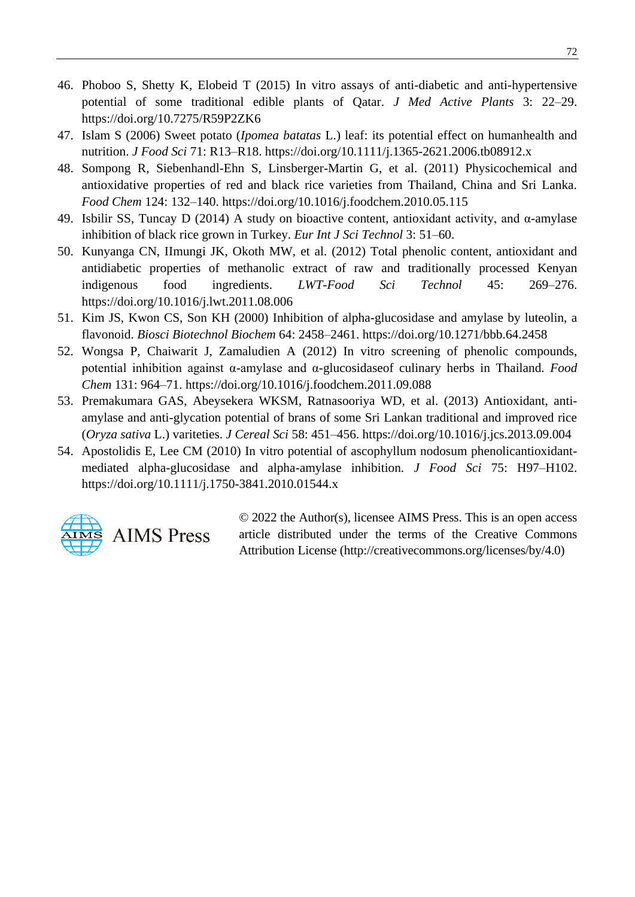46. Phoboo S, Shetty K, Elobeid T (2015) In vitro assays of anti-diabetic and anti-hypertensive potential of some traditional edible plants of Qatar. *J Med Active Plants* 3: 22–29. https://doi.org/10.7275/R59P2ZK6
47. Islam S (2006) Sweet potato (*Ipomea batatas* L.) leaf: its potential effect on humanhealth and nutrition. *J Food Sci* 71: R13–R18. https://doi.org/10.1111/j.1365-2621.2006.tb08912.x
48. Sompong R, Siebenhandl-Ehn S, Linsberger-Martin G, et al. (2011) Physicochemical and antioxidative properties of red and black rice varieties from Thailand, China and Sri Lanka. *Food Chem* 124: 132–140. https://doi.org/10.1016/j.foodchem.2010.05.115
49. Isbilir SS, Tuncay D (2014) A study on bioactive content, antioxidant activity, and α-amylase inhibition of black rice grown in Turkey. *Eur Int J Sci Technol* 3: 51–60.
50. Kunyanga CN, IImungi JK, Okoth MW, et al. (2012) Total phenolic content, antioxidant and antidiabetic properties of methanolic extract of raw and traditionally processed Kenyan indigenous food ingredients. *LWT-Food Sci Technol* 45: 269–276. https://doi.org/10.1016/j.lwt.2011.08.006
51. Kim JS, Kwon CS, Son KH (2000) Inhibition of alpha-glucosidase and amylase by luteolin, a flavonoid. *Biosci Biotechnol Biochem* 64: 2458–2461. https://doi.org/10.1271/bbb.64.2458
52. Wongsa P, Chaiwarit J, Zamaludien A (2012) In vitro screening of phenolic compounds, potential inhibition against α-amylase and α-glucosidaseof culinary herbs in Thailand. *Food Chem* 131: 964–71. https://doi.org/10.1016/j.foodchem.2011.09.088
53. Premakumara GAS, Abeysekera WKSM, Ratnasooriya WD, et al. (2013) Antioxidant, anti-amylase and anti-glycation potential of brans of some Sri Lankan traditional and improved rice (*Oryza sativa* L.) variteties. *J Cereal Sci* 58: 451–456. https://doi.org/10.1016/j.jcs.2013.09.004
54. Apostolidis E, Lee CM (2010) In vitro potential of ascophyllum nodosum phenolicantioxidant-mediated alpha-glucosidase and alpha-amylase inhibition. *J Food Sci* 75: H97–H102. https://doi.org/10.1111/j.1750-3841.2010.01544.x

AIMS Press

© 2022 the Author(s), licensee AIMS Press. This is an open access article distributed under the terms of the Creative Commons Attribution License (http://creativecommons.org/licenses/by/4.0)